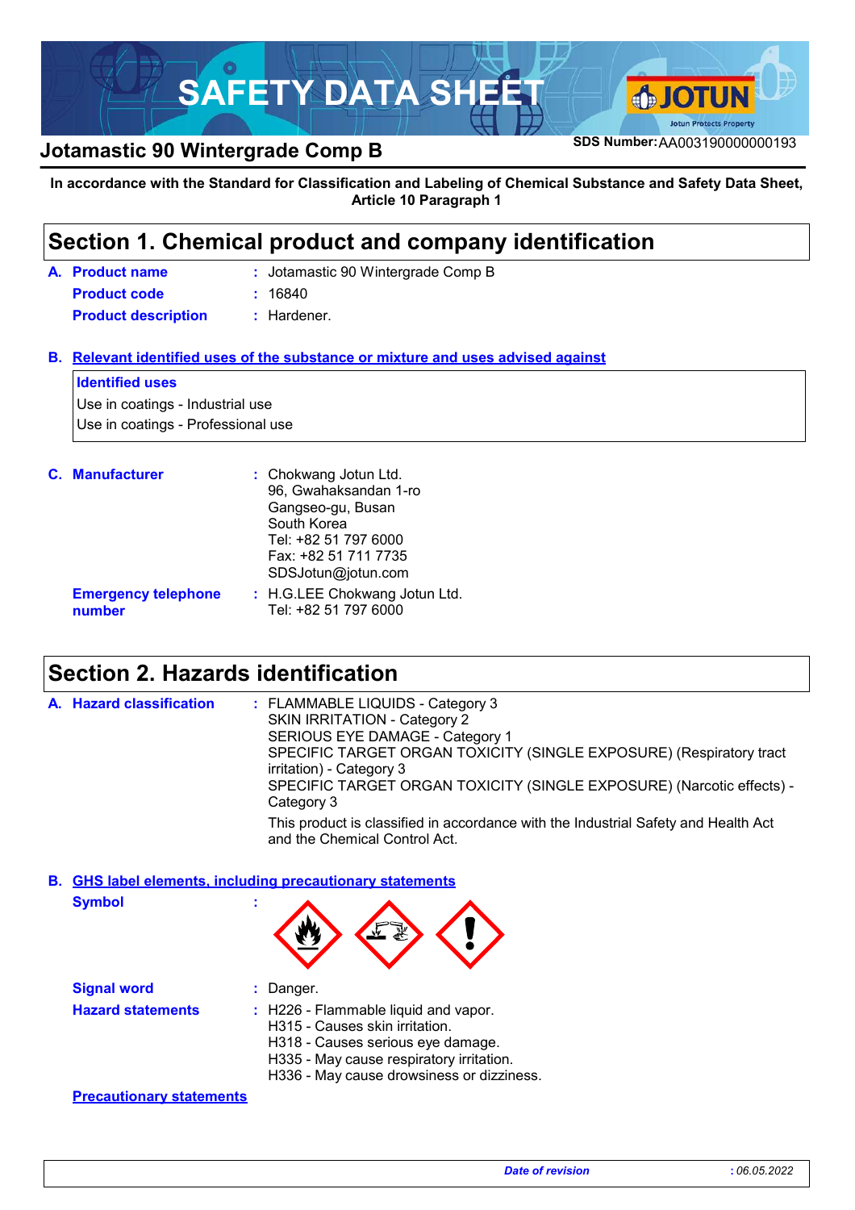# SAFETY DATA SHEET

## Jotamastic 90 Wintergrade Comp B

**SDS Number:** AA003190000000193

**In accordance with the Standard for Classification and Labeling of Chemical Substance and Safety Data Sheet, Article 10 Paragraph 1**

## Section 1. Chemical product and company identification

**A. Product name** : Jotamastic 90 Wintergrade Comp B

**Product code** : 16840

**Product description** : Hardener.

**B. Relevant identified uses of the substance or mixture and uses advised against**

**Identified uses**

Use in coatings - Industrial use

Use in coatings - Professional use

**C. Manufacturer** : Chokwang Jotun Ltd.
96, Gwahaksandan 1-ro
Gangseo-gu, Busan
South Korea
Tel: +82 51 797 6000
Fax: +82 51 711 7735
SDSJotun@jotun.com

**Emergency telephone number** : H.G.LEE Chokwang Jotun Ltd.
Tel: +82 51 797 6000

## Section 2. Hazards identification

**A. Hazard classification** : FLAMMABLE LIQUIDS - Category 3
SKIN IRRITATION - Category 2
SERIOUS EYE DAMAGE - Category 1
SPECIFIC TARGET ORGAN TOXICITY (SINGLE EXPOSURE) (Respiratory tract irritation) - Category 3
SPECIFIC TARGET ORGAN TOXICITY (SINGLE EXPOSURE) (Narcotic effects) - Category 3

This product is classified in accordance with the Industrial Safety and Health Act and the Chemical Control Act.

**B. GHS label elements, including precautionary statements**

**Symbol** :

**Signal word** : Danger.

**Hazard statements** : H226 - Flammable liquid and vapor.
H315 - Causes skin irritation.
H318 - Causes serious eye damage.
H335 - May cause respiratory irritation.
H336 - May cause drowsiness or dizziness.

**Precautionary statements**

*Date of revision* : *06.05.2022*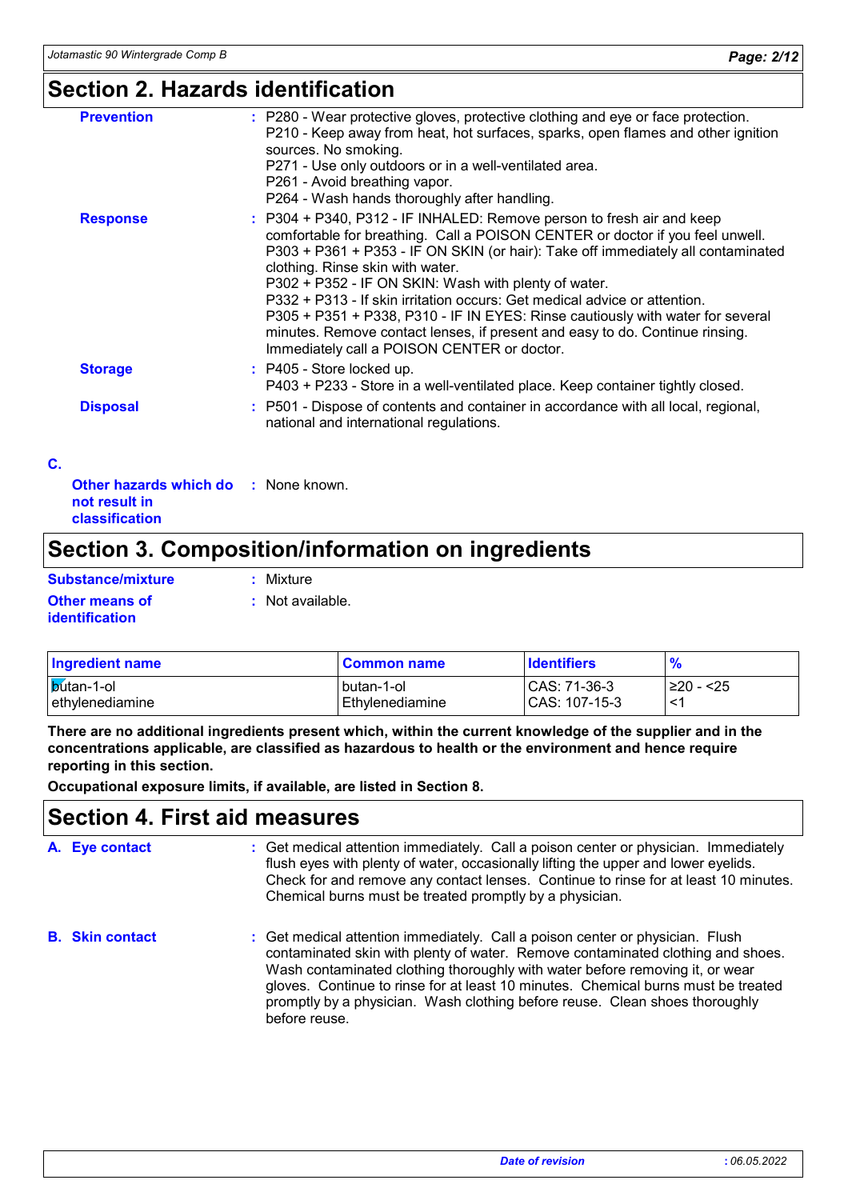## Section 2. Hazards identification

**Prevention** : P280 - Wear protective gloves, protective clothing and eye or face protection.
P210 - Keep away from heat, hot surfaces, sparks, open flames and other ignition sources. No smoking.
P271 - Use only outdoors or in a well-ventilated area.
P261 - Avoid breathing vapor.
P264 - Wash hands thoroughly after handling.

**Response** : P304 + P340, P312 - IF INHALED: Remove person to fresh air and keep comfortable for breathing. Call a POISON CENTER or doctor if you feel unwell.
P303 + P361 + P353 - IF ON SKIN (or hair): Take off immediately all contaminated clothing. Rinse skin with water.
P302 + P352 - IF ON SKIN: Wash with plenty of water.
P332 + P313 - If skin irritation occurs: Get medical advice or attention.
P305 + P351 + P338, P310 - IF IN EYES: Rinse cautiously with water for several minutes. Remove contact lenses, if present and easy to do. Continue rinsing. Immediately call a POISON CENTER or doctor.

**Storage** : P405 - Store locked up.
P403 + P233 - Store in a well-ventilated place. Keep container tightly closed.

**Disposal** : P501 - Dispose of contents and container in accordance with all local, regional, national and international regulations.

**C.**

**Other hazards which do not result in classification** : None known.

## Section 3. Composition/information on ingredients

**Substance/mixture** : Mixture

**Other means of identification** : Not available.

| Ingredient name | Common name | Identifiers | % |
|---|---|---|---|
| butan-1-ol | butan-1-ol | CAS: 71-36-3 | ≥20 - <25 |
| ethylenediamine | Ethylenediamine | CAS: 107-15-3 | <1 |

**There are no additional ingredients present which, within the current knowledge of the supplier and in the concentrations applicable, are classified as hazardous to health or the environment and hence require reporting in this section.**

**Occupational exposure limits, if available, are listed in Section 8.**

## Section 4. First aid measures

**A. Eye contact** : Get medical attention immediately. Call a poison center or physician. Immediately flush eyes with plenty of water, occasionally lifting the upper and lower eyelids. Check for and remove any contact lenses. Continue to rinse for at least 10 minutes. Chemical burns must be treated promptly by a physician.

**B. Skin contact** : Get medical attention immediately. Call a poison center or physician. Flush contaminated skin with plenty of water. Remove contaminated clothing and shoes. Wash contaminated clothing thoroughly with water before removing it, or wear gloves. Continue to rinse for at least 10 minutes. Chemical burns must be treated promptly by a physician. Wash clothing before reuse. Clean shoes thoroughly before reuse.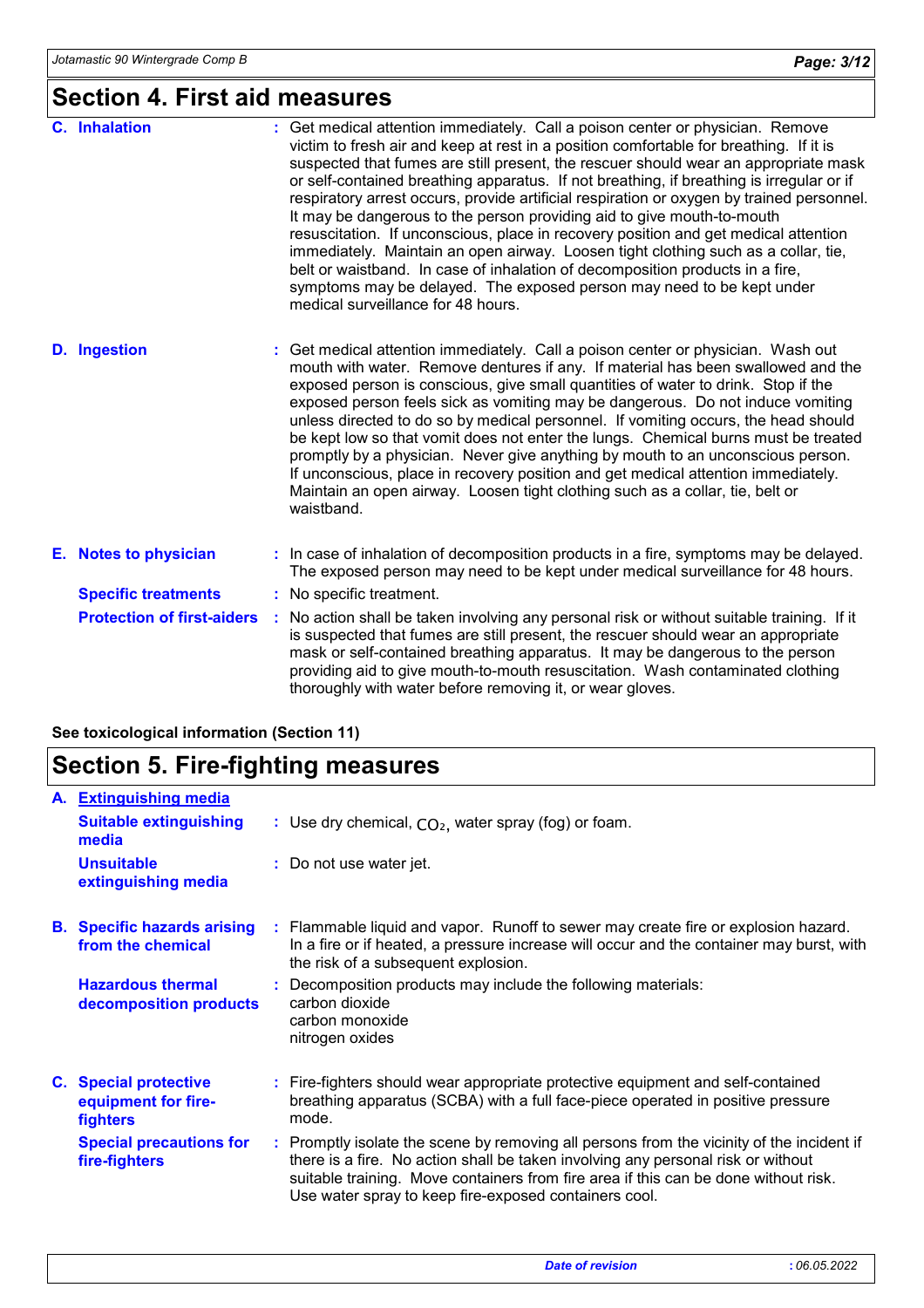## Section 4. First aid measures

| | |
|---|---|
| **C. Inhalation** | Get medical attention immediately. Call a poison center or physician. Remove victim to fresh air and keep at rest in a position comfortable for breathing. If it is suspected that fumes are still present, the rescuer should wear an appropriate mask or self-contained breathing apparatus. If not breathing, if breathing is irregular or if respiratory arrest occurs, provide artificial respiration or oxygen by trained personnel. It may be dangerous to the person providing aid to give mouth-to-mouth resuscitation. If unconscious, place in recovery position and get medical attention immediately. Maintain an open airway. Loosen tight clothing such as a collar, tie, belt or waistband. In case of inhalation of decomposition products in a fire, symptoms may be delayed. The exposed person may need to be kept under medical surveillance for 48 hours. |
| **D. Ingestion** | Get medical attention immediately. Call a poison center or physician. Wash out mouth with water. Remove dentures if any. If material has been swallowed and the exposed person is conscious, give small quantities of water to drink. Stop if the exposed person feels sick as vomiting may be dangerous. Do not induce vomiting unless directed to do so by medical personnel. If vomiting occurs, the head should be kept low so that vomit does not enter the lungs. Chemical burns must be treated promptly by a physician. Never give anything by mouth to an unconscious person. If unconscious, place in recovery position and get medical attention immediately. Maintain an open airway. Loosen tight clothing such as a collar, tie, belt or waistband. |
| **E. Notes to physician** | In case of inhalation of decomposition products in a fire, symptoms may be delayed. The exposed person may need to be kept under medical surveillance for 48 hours. |
| **Specific treatments** | No specific treatment. |
| **Protection of first-aiders** | No action shall be taken involving any personal risk or without suitable training. If it is suspected that fumes are still present, the rescuer should wear an appropriate mask or self-contained breathing apparatus. It may be dangerous to the person providing aid to give mouth-to-mouth resuscitation. Wash contaminated clothing thoroughly with water before removing it, or wear gloves. |

**See toxicological information (Section 11)**

## Section 5. Fire-fighting measures

| | |
|---|---|
| **A. Extinguishing media** | |
| **Suitable extinguishing media** | Use dry chemical, $CO_2$, water spray (fog) or foam. |
| **Unsuitable extinguishing media** | Do not use water jet. |
| **B. Specific hazards arising from the chemical** | Flammable liquid and vapor. Runoff to sewer may create fire or explosion hazard. In a fire or if heated, a pressure increase will occur and the container may burst, with the risk of a subsequent explosion. |
| **Hazardous thermal decomposition products** | Decomposition products may include the following materials:<br>carbon dioxide<br>carbon monoxide<br>nitrogen oxides |
| **C. Special protective equipment for fire-fighters** | Fire-fighters should wear appropriate protective equipment and self-contained breathing apparatus (SCBA) with a full face-piece operated in positive pressure mode. |
| **Special precautions for fire-fighters** | Promptly isolate the scene by removing all persons from the vicinity of the incident if there is a fire. No action shall be taken involving any personal risk or without suitable training. Move containers from fire area if this can be done without risk. Use water spray to keep fire-exposed containers cool. |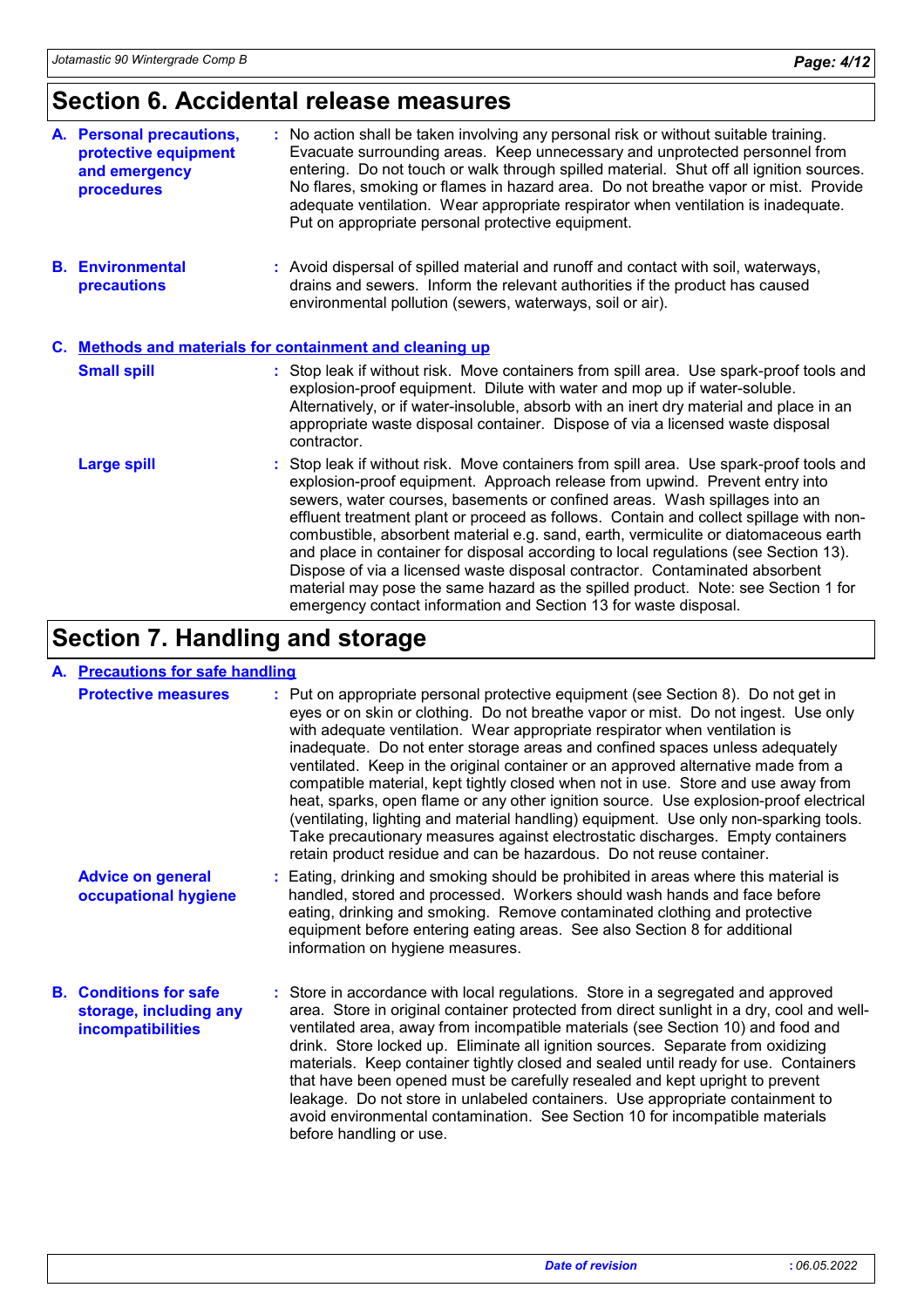## Section 6. Accidental release measures

**A. Personal precautions, protective equipment and emergency procedures** : No action shall be taken involving any personal risk or without suitable training. Evacuate surrounding areas. Keep unnecessary and unprotected personnel from entering. Do not touch or walk through spilled material. Shut off all ignition sources. No flares, smoking or flames in hazard area. Do not breathe vapor or mist. Provide adequate ventilation. Wear appropriate respirator when ventilation is inadequate. Put on appropriate personal protective equipment.

**B. Environmental precautions** : Avoid dispersal of spilled material and runoff and contact with soil, waterways, drains and sewers. Inform the relevant authorities if the product has caused environmental pollution (sewers, waterways, soil or air).

### C. Methods and materials for containment and cleaning up

**Small spill** : Stop leak if without risk. Move containers from spill area. Use spark-proof tools and explosion-proof equipment. Dilute with water and mop up if water-soluble. Alternatively, or if water-insoluble, absorb with an inert dry material and place in an appropriate waste disposal container. Dispose of via a licensed waste disposal contractor.

**Large spill** : Stop leak if without risk. Move containers from spill area. Use spark-proof tools and explosion-proof equipment. Approach release from upwind. Prevent entry into sewers, water courses, basements or confined areas. Wash spillages into an effluent treatment plant or proceed as follows. Contain and collect spillage with non-combustible, absorbent material e.g. sand, earth, vermiculite or diatomaceous earth and place in container for disposal according to local regulations (see Section 13). Dispose of via a licensed waste disposal contractor. Contaminated absorbent material may pose the same hazard as the spilled product. Note: see Section 1 for emergency contact information and Section 13 for waste disposal.

## Section 7. Handling and storage

### A. Precautions for safe handling

**Protective measures** : Put on appropriate personal protective equipment (see Section 8). Do not get in eyes or on skin or clothing. Do not breathe vapor or mist. Do not ingest. Use only with adequate ventilation. Wear appropriate respirator when ventilation is inadequate. Do not enter storage areas and confined spaces unless adequately ventilated. Keep in the original container or an approved alternative made from a compatible material, kept tightly closed when not in use. Store and use away from heat, sparks, open flame or any other ignition source. Use explosion-proof electrical (ventilating, lighting and material handling) equipment. Use only non-sparking tools. Take precautionary measures against electrostatic discharges. Empty containers retain product residue and can be hazardous. Do not reuse container.

**Advice on general occupational hygiene** : Eating, drinking and smoking should be prohibited in areas where this material is handled, stored and processed. Workers should wash hands and face before eating, drinking and smoking. Remove contaminated clothing and protective equipment before entering eating areas. See also Section 8 for additional information on hygiene measures.

**B. Conditions for safe storage, including any incompatibilities** : Store in accordance with local regulations. Store in a segregated and approved area. Store in original container protected from direct sunlight in a dry, cool and well-ventilated area, away from incompatible materials (see Section 10) and food and drink. Store locked up. Eliminate all ignition sources. Separate from oxidizing materials. Keep container tightly closed and sealed until ready for use. Containers that have been opened must be carefully resealed and kept upright to prevent leakage. Do not store in unlabeled containers. Use appropriate containment to avoid environmental contamination. See Section 10 for incompatible materials before handling or use.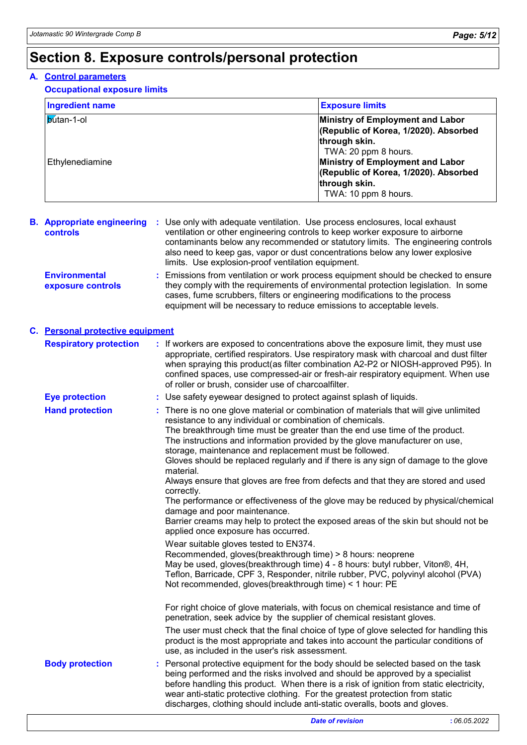# Section 8. Exposure controls/personal protection

## A. Control parameters

### Occupational exposure limits

| Ingredient name | Exposure limits |
| --- | --- |
| butan-1-ol | **Ministry of Employment and Labor (Republic of Korea, 1/2020). Absorbed through skin.** TWA: 20 ppm 8 hours. |
| Ethylenediamine | **Ministry of Employment and Labor (Republic of Korea, 1/2020). Absorbed through skin.** TWA: 10 ppm 8 hours. |

**B. Appropriate engineering controls** : Use only with adequate ventilation. Use process enclosures, local exhaust ventilation or other engineering controls to keep worker exposure to airborne contaminants below any recommended or statutory limits. The engineering controls also need to keep gas, vapor or dust concentrations below any lower explosive limits. Use explosion-proof ventilation equipment.

**Environmental exposure controls** : Emissions from ventilation or work process equipment should be checked to ensure they comply with the requirements of environmental protection legislation. In some cases, fume scrubbers, filters or engineering modifications to the process equipment will be necessary to reduce emissions to acceptable levels.

## C. Personal protective equipment

**Respiratory protection** : If workers are exposed to concentrations above the exposure limit, they must use appropriate, certified respirators. Use respiratory mask with charcoal and dust filter when spraying this product(as filter combination A2-P2 or NIOSH-approved P95). In confined spaces, use compressed-air or fresh-air respiratory equipment. When use of roller or brush, consider use of charcoalfilter.

**Eye protection** : Use safety eyewear designed to protect against splash of liquids.

**Hand protection** : There is no one glove material or combination of materials that will give unlimited resistance to any individual or combination of chemicals.
The breakthrough time must be greater than the end use time of the product.
The instructions and information provided by the glove manufacturer on use, storage, maintenance and replacement must be followed.
Gloves should be replaced regularly and if there is any sign of damage to the glove material.
Always ensure that gloves are free from defects and that they are stored and used correctly.
The performance or effectiveness of the glove may be reduced by physical/chemical damage and poor maintenance.
Barrier creams may help to protect the exposed areas of the skin but should not be applied once exposure has occurred.

Wear suitable gloves tested to EN374.
Recommended, gloves(breakthrough time) > 8 hours: neoprene
May be used, gloves(breakthrough time) 4 - 8 hours: butyl rubber, Viton®, 4H, Teflon, Barricade, CPF 3, Responder, nitrile rubber, PVC, polyvinyl alcohol (PVA)
Not recommended, gloves(breakthrough time) < 1 hour: PE

For right choice of glove materials, with focus on chemical resistance and time of penetration, seek advice by the supplier of chemical resistant gloves.

The user must check that the final choice of type of glove selected for handling this product is the most appropriate and takes into account the particular conditions of use, as included in the user's risk assessment.

**Body protection** : Personal protective equipment for the body should be selected based on the task being performed and the risks involved and should be approved by a specialist before handling this product. When there is a risk of ignition from static electricity, wear anti-static protective clothing. For the greatest protection from static discharges, clothing should include anti-static overalls, boots and gloves.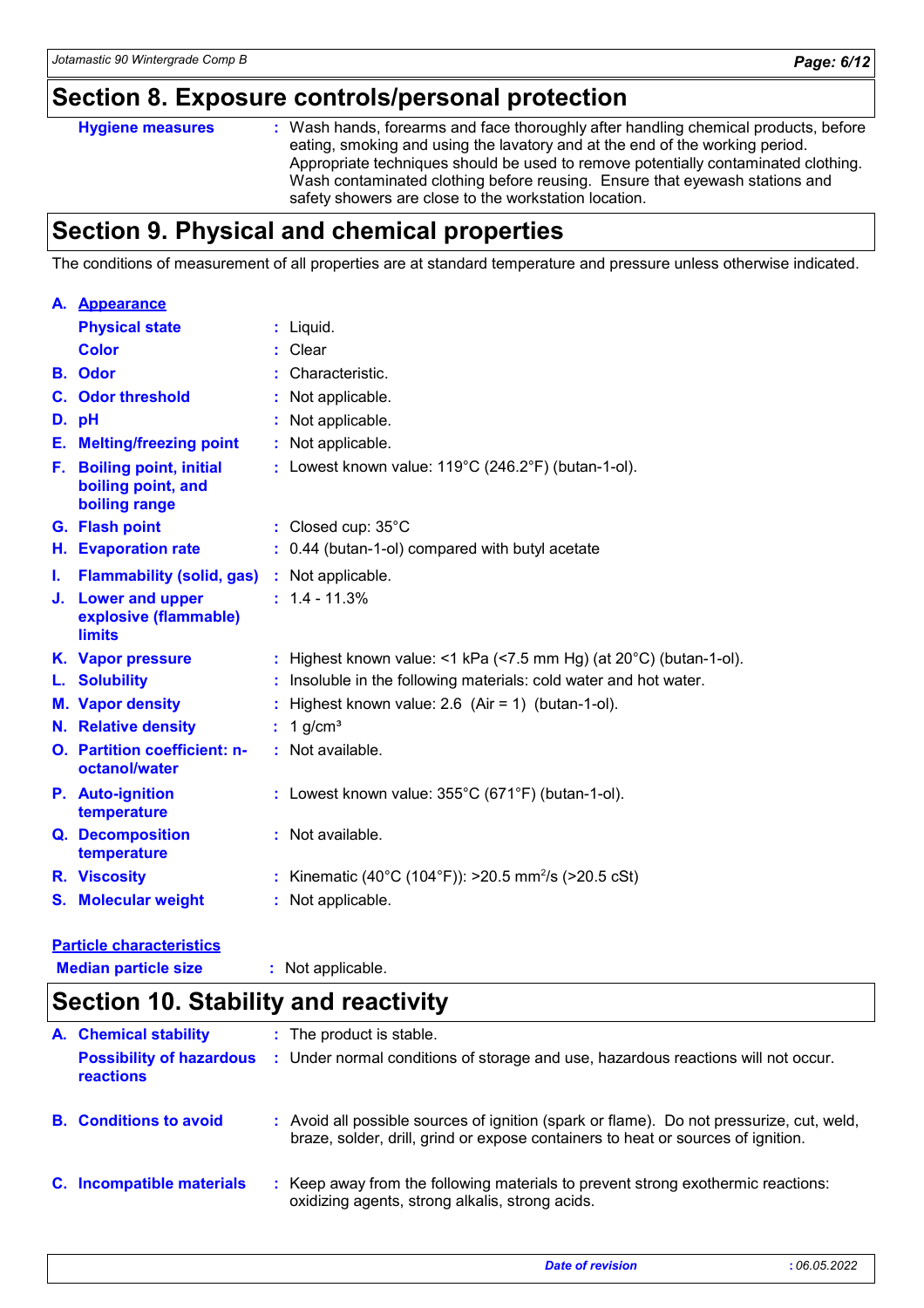# Section 8. Exposure controls/personal protection

| | | |
|---|---|---|
| **Hygiene measures** | : | Wash hands, forearms and face thoroughly after handling chemical products, before eating, smoking and using the lavatory and at the end of the working period. Appropriate techniques should be used to remove potentially contaminated clothing. Wash contaminated clothing before reusing. Ensure that eyewash stations and safety showers are close to the workstation location. |

# Section 9. Physical and chemical properties

The conditions of measurement of all properties are at standard temperature and pressure unless otherwise indicated.

| | | |
|---|---|---|
| **A. Appearance** | | |
| **Physical state** | : | Liquid. |
| **Color** | : | Clear |
| **B. Odor** | : | Characteristic. |
| **C. Odor threshold** | : | Not applicable. |
| **D. pH** | : | Not applicable. |
| **E. Melting/freezing point** | : | Not applicable. |
| **F. Boiling point, initial boiling point, and boiling range** | : | Lowest known value: 119°C (246.2°F) (butan-1-ol). |
| **G. Flash point** | : | Closed cup: 35°C |
| **H. Evaporation rate** | : | 0.44 (butan-1-ol) compared with butyl acetate |
| **I. Flammability (solid, gas)** | : | Not applicable. |
| **J. Lower and upper explosive (flammable) limits** | : | 1.4 - 11.3% |
| **K. Vapor pressure** | : | Highest known value: <1 kPa (<7.5 mm Hg) (at 20°C) (butan-1-ol). |
| **L. Solubility** | : | Insoluble in the following materials: cold water and hot water. |
| **M. Vapor density** | : | Highest known value: 2.6 (Air = 1) (butan-1-ol). |
| **N. Relative density** | : | 1 g/cm³ |
| **O. Partition coefficient: n-octanol/water** | : | Not available. |
| **P. Auto-ignition temperature** | : | Lowest known value: 355°C (671°F) (butan-1-ol). |
| **Q. Decomposition temperature** | : | Not available. |
| **R. Viscosity** | : | Kinematic (40°C (104°F)): >20.5 mm²/s (>20.5 cSt) |
| **S. Molecular weight** | : | Not applicable. |

**Particle characteristics**

| | | |
|---|---|---|
| **Median particle size** | : | Not applicable. |

# Section 10. Stability and reactivity

| | | |
|---|---|---|
| **A. Chemical stability** | : | The product is stable. |
| **Possibility of hazardous reactions** | : | Under normal conditions of storage and use, hazardous reactions will not occur. |
| **B. Conditions to avoid** | : | Avoid all possible sources of ignition (spark or flame). Do not pressurize, cut, weld, braze, solder, drill, grind or expose containers to heat or sources of ignition. |
| **C. Incompatible materials** | : | Keep away from the following materials to prevent strong exothermic reactions: oxidizing agents, strong alkalis, strong acids. |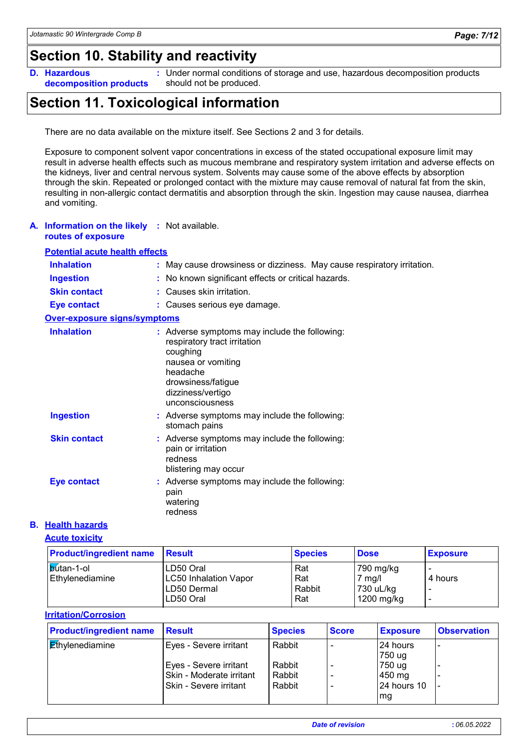# Section 10. Stability and reactivity

**D. Hazardous decomposition products** : Under normal conditions of storage and use, hazardous decomposition products should not be produced.

# Section 11. Toxicological information

There are no data available on the mixture itself. See Sections 2 and 3 for details.

Exposure to component solvent vapor concentrations in excess of the stated occupational exposure limit may result in adverse health effects such as mucous membrane and respiratory system irritation and adverse effects on the kidneys, liver and central nervous system. Solvents may cause some of the above effects by absorption through the skin. Repeated or prolonged contact with the mixture may cause removal of natural fat from the skin, resulting in non-allergic contact dermatitis and absorption through the skin. Ingestion may cause nausea, diarrhea and vomiting.

**A. Information on the likely routes of exposure** : Not available.

**Potential acute health effects**

**Inhalation** : May cause drowsiness or dizziness. May cause respiratory irritation.

**Ingestion** : No known significant effects or critical hazards.

**Skin contact** : Causes skin irritation.

**Eye contact** : Causes serious eye damage.

**Over-exposure signs/symptoms**

**Inhalation** : Adverse symptoms may include the following:
respiratory tract irritation
coughing
nausea or vomiting
headache
drowsiness/fatigue
dizziness/vertigo
unconsciousness

**Ingestion** : Adverse symptoms may include the following:
stomach pains

**Skin contact** : Adverse symptoms may include the following:
pain or irritation
redness
blistering may occur

**Eye contact** : Adverse symptoms may include the following:
pain
watering
redness

**B. Health hazards**

**Acute toxicity**

| Product/ingredient name | Result | Species | Dose | Exposure |
|---|---|---|---|---|
| butan-1-ol | LD50 Oral | Rat | 790 mg/kg | - |
| Ethylenediamine | LC50 Inhalation Vapor | Rat | 7 mg/l | 4 hours |
| | LD50 Dermal | Rabbit | 730 uL/kg | - |
| | LD50 Oral | Rat | 1200 mg/kg | - |

**Irritation/Corrosion**

| Product/ingredient name | Result | Species | Score | Exposure | Observation |
|---|---|---|---|---|---|
| Ethylenediamine | Eyes - Severe irritant | Rabbit | - | 24 hours 750 ug | - |
| | Eyes - Severe irritant | Rabbit | - | 750 ug | - |
| | Skin - Moderate irritant | Rabbit | - | 450 mg | - |
| | Skin - Severe irritant | Rabbit | - | 24 hours 10 mg | - |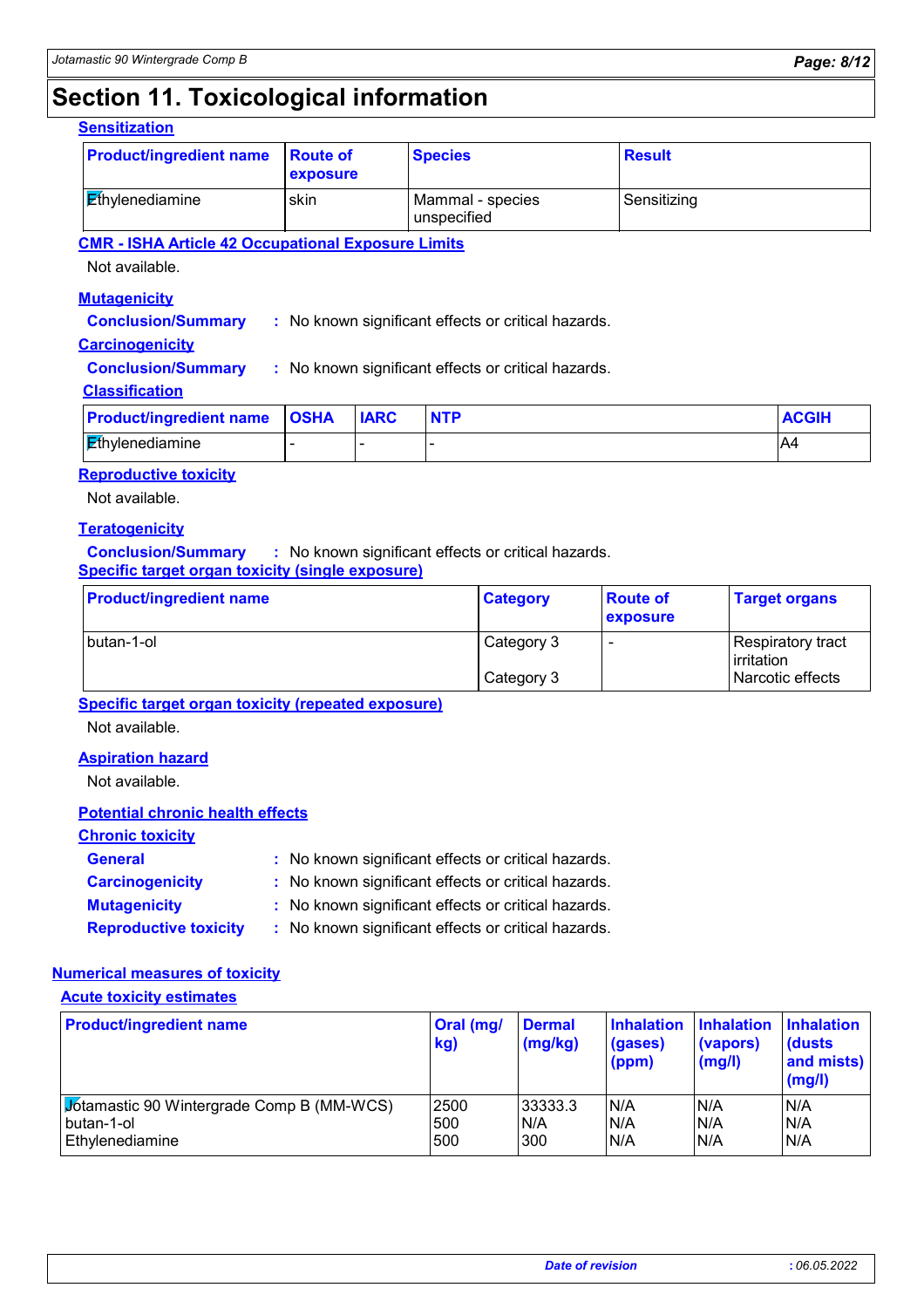# Section 11. Toxicological information

**Sensitization**

| Product/ingredient name | Route of exposure | Species | Result |
|---|---|---|---|
| Ethylenediamine | skin | Mammal - species unspecified | Sensitizing |

**CMR - ISHA Article 42 Occupational Exposure Limits**

Not available.

**Mutagenicity**

**Conclusion/Summary** : No known significant effects or critical hazards.

**Carcinogenicity**

**Conclusion/Summary** : No known significant effects or critical hazards.

**Classification**

| Product/ingredient name | OSHA | IARC | NTP | ACGIH |
|---|---|---|---|---|
| Ethylenediamine | - | - | - | A4 |

**Reproductive toxicity**

Not available.

**Teratogenicity**

**Conclusion/Summary** : No known significant effects or critical hazards.

**Specific target organ toxicity (single exposure)**

| Product/ingredient name | Category | Route of exposure | Target organs |
|---|---|---|---|
| butan-1-ol | Category 3 | - | Respiratory tract irritation |
| | Category 3 | | Narcotic effects |

**Specific target organ toxicity (repeated exposure)**

Not available.

**Aspiration hazard**

Not available.

**Potential chronic health effects**

**Chronic toxicity**

**General** : No known significant effects or critical hazards.

**Carcinogenicity** : No known significant effects or critical hazards.

**Mutagenicity** : No known significant effects or critical hazards.

**Reproductive toxicity** : No known significant effects or critical hazards.

**Numerical measures of toxicity**

**Acute toxicity estimates**

| Product/ingredient name | Oral (mg/kg) | Dermal (mg/kg) | Inhalation (gases) (ppm) | Inhalation (vapors) (mg/l) | Inhalation (dusts and mists) (mg/l) |
|---|---|---|---|---|---|
| Jotamastic 90 Wintergrade Comp B (MM-WCS) | 2500 | 33333.3 | N/A | N/A | N/A |
| butan-1-ol | 500 | N/A | N/A | N/A | N/A |
| Ethylenediamine | 500 | 300 | N/A | N/A | N/A |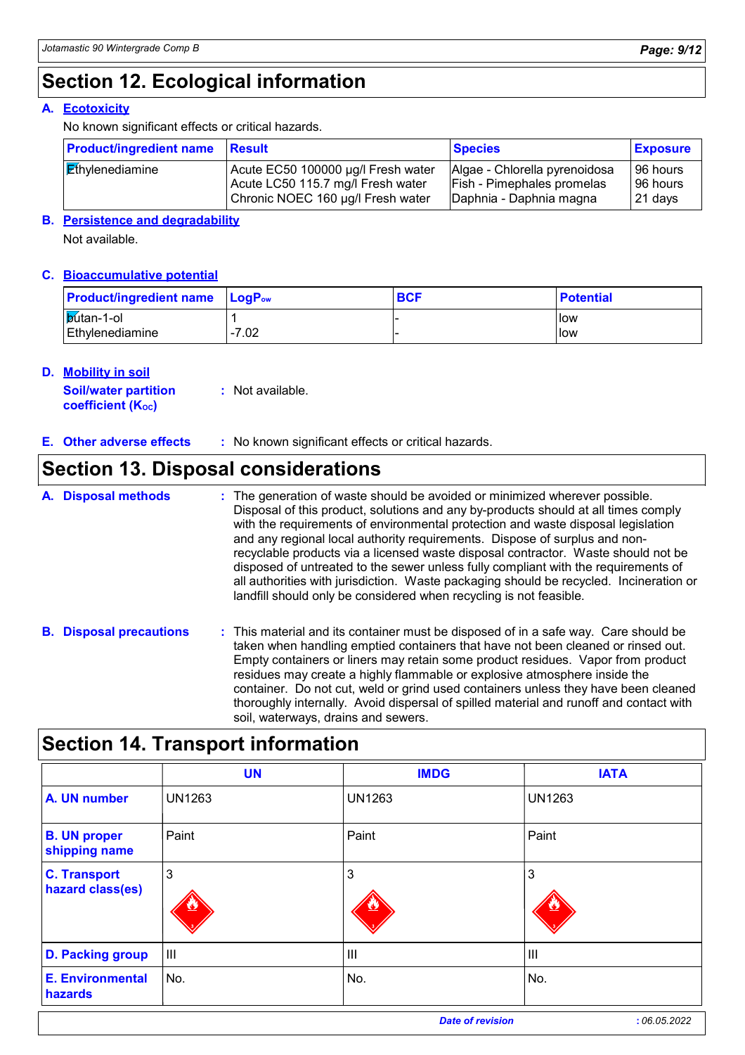# Section 12. Ecological information

**A. Ecotoxicity**

No known significant effects or critical hazards.

| Product/ingredient name | Result | Species | Exposure |
|---|---|---|---|
| Ethylenediamine | Acute EC50 100000 µg/l Fresh water<br>Acute LC50 115.7 mg/l Fresh water<br>Chronic NOEC 160 µg/l Fresh water | Algae - Chlorella pyrenoidosa<br>Fish - Pimephales promelas<br>Daphnia - Daphnia magna | 96 hours<br>96 hours<br>21 days |

**B. Persistence and degradability**

Not available.

**C. Bioaccumulative potential**

| Product/ingredient name | $LogP_{ow}$ | BCF | Potential |
|---|---|---|---|
| butan-1-ol | 1 | - | low |
| Ethylenediamine | -7.02 | - | low |

**D. Mobility in soil**

**Soil/water partition coefficient ($K_{OC}$)** : Not available.

**E. Other adverse effects** : No known significant effects or critical hazards.

# Section 13. Disposal considerations

**A. Disposal methods** : The generation of waste should be avoided or minimized wherever possible. Disposal of this product, solutions and any by-products should at all times comply with the requirements of environmental protection and waste disposal legislation and any regional local authority requirements. Dispose of surplus and non-recyclable products via a licensed waste disposal contractor. Waste should not be disposed of untreated to the sewer unless fully compliant with the requirements of all authorities with jurisdiction. Waste packaging should be recycled. Incineration or landfill should only be considered when recycling is not feasible.

**B. Disposal precautions** : This material and its container must be disposed of in a safe way. Care should be taken when handling emptied containers that have not been cleaned or rinsed out. Empty containers or liners may retain some product residues. Vapor from product residues may create a highly flammable or explosive atmosphere inside the container. Do not cut, weld or grind used containers unless they have been cleaned thoroughly internally. Avoid dispersal of spilled material and runoff and contact with soil, waterways, drains and sewers.

# Section 14. Transport information

| | UN | IMDG | IATA |
|---|---|---|---|
| **A. UN number** | UN1263 | UN1263 | UN1263 |
| **B. UN proper shipping name** | Paint | Paint | Paint |
| **C. Transport hazard class(es)** | 3 | 3 | 3 |
| **D. Packing group** | III | III | III |
| **E. Environmental hazards** | No. | No. | No. |

Date of revision : 06.05.2022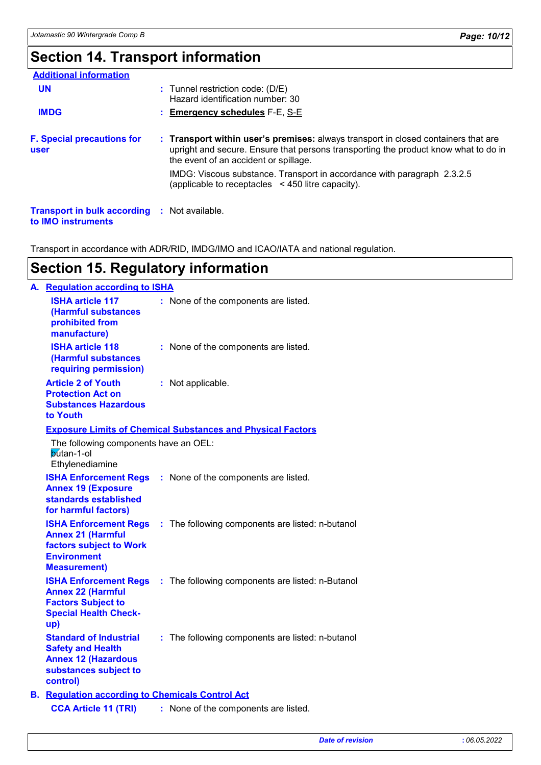# Section 14. Transport information

**Additional information**

| | |
|---|---|
| **UN** | Tunnel restriction code: (D/E)<br>Hazard identification number: 30 |
| **IMDG** | **Emergency schedules** F-E, S-E |

**F. Special precautions for user** : **Transport within user's premises:** always transport in closed containers that are upright and secure. Ensure that persons transporting the product know what to do in the event of an accident or spillage.

IMDG: Viscous substance. Transport in accordance with paragraph 2.3.2.5 (applicable to receptacles < 450 litre capacity).

**Transport in bulk according to IMO instruments** : Not available.

Transport in accordance with ADR/RID, IMDG/IMO and ICAO/IATA and national regulation.

# Section 15. Regulatory information

## A. Regulation according to ISHA

**ISHA article 117 (Harmful substances prohibited from manufacture)** : None of the components are listed.

**ISHA article 118 (Harmful substances requiring permission)** : None of the components are listed.

**Article 2 of Youth Protection Act on Substances Hazardous to Youth** : Not applicable.

**Exposure Limits of Chemical Substances and Physical Factors**

The following components have an OEL:
butan-1-ol
Ethylenediamine

**ISHA Enforcement Regs Annex 19 (Exposure standards established for harmful factors)** : None of the components are listed.

**ISHA Enforcement Regs Annex 21 (Harmful factors subject to Work Environment Measurement)** : The following components are listed: n-butanol

**ISHA Enforcement Regs Annex 22 (Harmful Factors Subject to Special Health Check-up)** : The following components are listed: n-Butanol

**Standard of Industrial Safety and Health Annex 12 (Hazardous substances subject to control)** : The following components are listed: n-butanol

## B. Regulation according to Chemicals Control Act

**CCA Article 11 (TRI)** : None of the components are listed.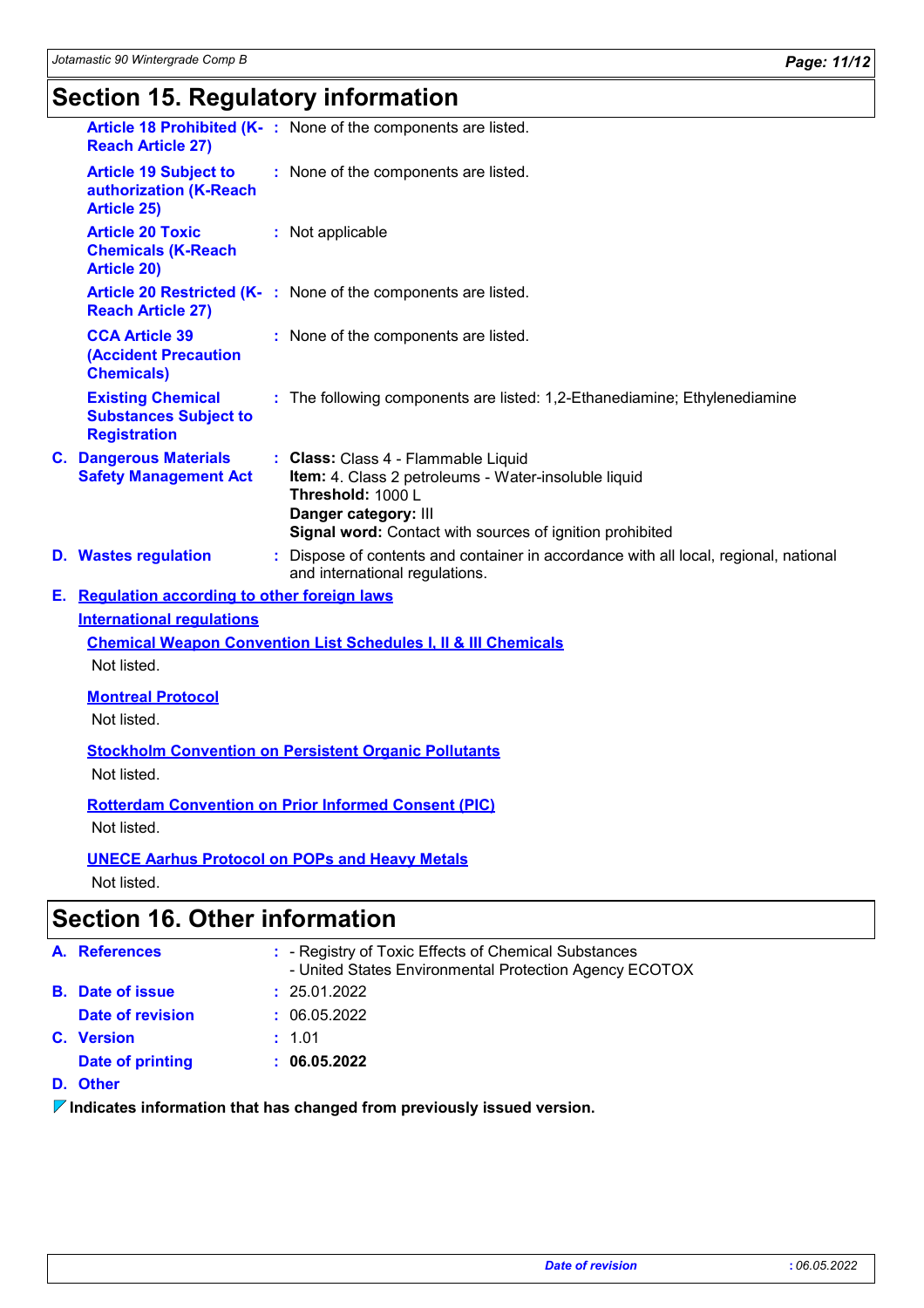## Section 15. Regulatory information

**Article 18 Prohibited (K-Reach Article 27)** : None of the components are listed.

**Article 19 Subject to authorization (K-Reach Article 25)** : None of the components are listed.

**Article 20 Toxic Chemicals (K-Reach Article 20)** : Not applicable

**Article 20 Restricted (K-Reach Article 27)** : None of the components are listed.

**CCA Article 39 (Accident Precaution Chemicals)** : None of the components are listed.

**Existing Chemical Substances Subject to Registration** : The following components are listed: 1,2-Ethanediamine; Ethylenediamine

**C. Dangerous Materials Safety Management Act** :
**Class:** Class 4 - Flammable Liquid
**Item:** 4. Class 2 petroleums - Water-insoluble liquid
**Threshold:** 1000 L
**Danger category:** III
**Signal word:** Contact with sources of ignition prohibited

**D. Wastes regulation** : Dispose of contents and container in accordance with all local, regional, national and international regulations.

**E. Regulation according to other foreign laws**

**International regulations**

**Chemical Weapon Convention List Schedules I, II & III Chemicals**

Not listed.

**Montreal Protocol**

Not listed.

**Stockholm Convention on Persistent Organic Pollutants**

Not listed.

**Rotterdam Convention on Prior Informed Consent (PIC)**

Not listed.

**UNECE Aarhus Protocol on POPs and Heavy Metals**

Not listed.

## Section 16. Other information

**A. References** :
- Registry of Toxic Effects of Chemical Substances
- United States Environmental Protection Agency ECOTOX

**B. Date of issue** : 25.01.2022

**Date of revision** : 06.05.2022

**C. Version** : 1.01

**Date of printing** : **06.05.2022**

**D. Other**

**Indicates information that has changed from previously issued version.**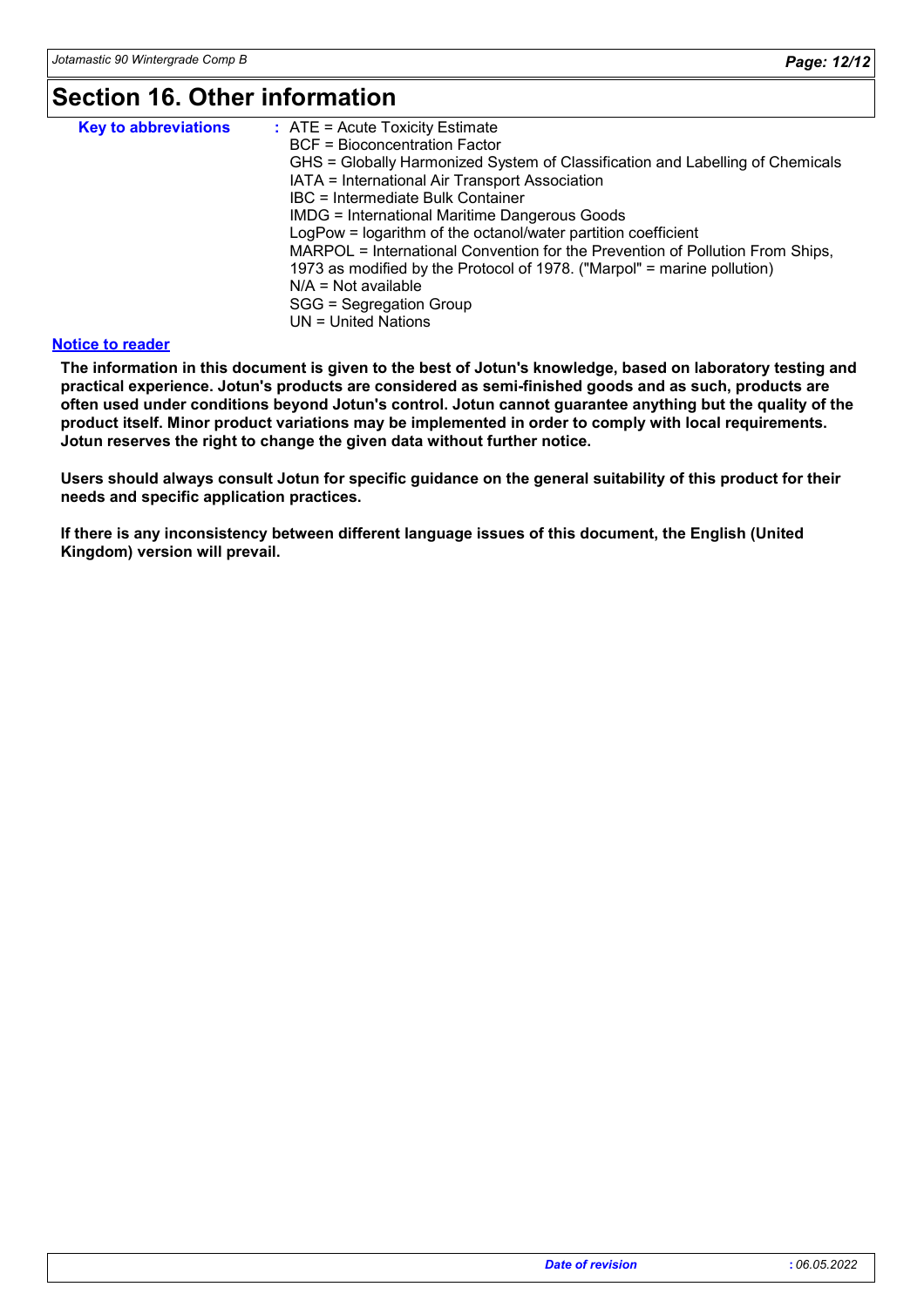# Section 16. Other information

**Key to abbreviations** : ATE = Acute Toxicity Estimate
BCF = Bioconcentration Factor
GHS = Globally Harmonized System of Classification and Labelling of Chemicals
IATA = International Air Transport Association
IBC = Intermediate Bulk Container
IMDG = International Maritime Dangerous Goods
LogPow = logarithm of the octanol/water partition coefficient
MARPOL = International Convention for the Prevention of Pollution From Ships, 1973 as modified by the Protocol of 1978. ("Marpol" = marine pollution)
N/A = Not available
SGG = Segregation Group
UN = United Nations

**Notice to reader**

**The information in this document is given to the best of Jotun's knowledge, based on laboratory testing and practical experience. Jotun's products are considered as semi-finished goods and as such, products are often used under conditions beyond Jotun's control. Jotun cannot guarantee anything but the quality of the product itself. Minor product variations may be implemented in order to comply with local requirements. Jotun reserves the right to change the given data without further notice.**

**Users should always consult Jotun for specific guidance on the general suitability of this product for their needs and specific application practices.**

**If there is any inconsistency between different language issues of this document, the English (United Kingdom) version will prevail.**